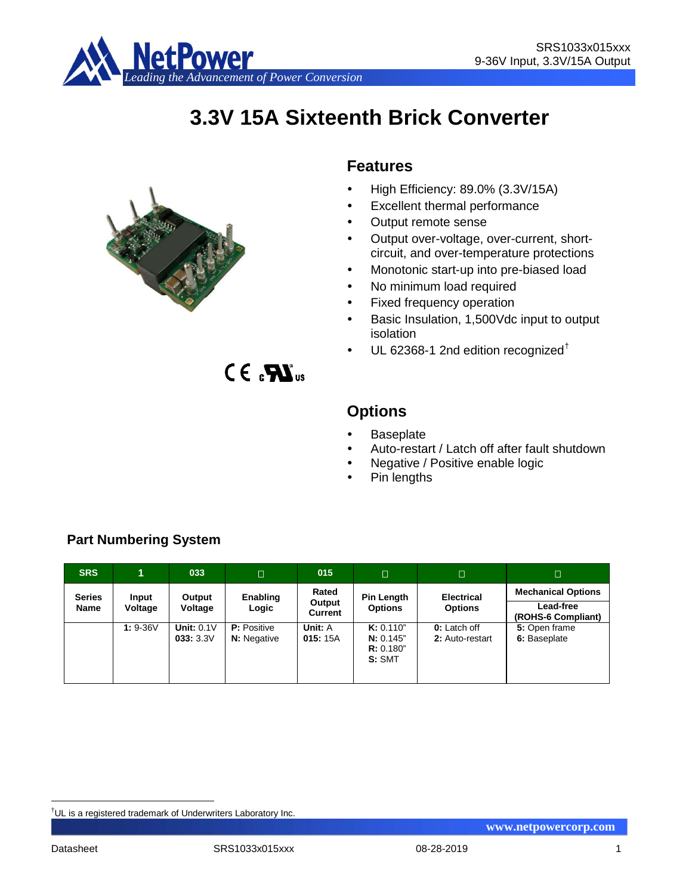# 3.3V 15A Sixteenth Brick Converter

## Features

- High Efficiency: 89.0% (3.3V/15A)
- Excellent thermal performance
- Output remote sense
- Output over-voltage, over-current, short-circuit, and over-temperature protections
- Monotonic start-up into pre-biased load
- No minimum load required
- Fixed frequency operation
- Basic Insulation, 1,500Vdc input to output isolation
- UL 62368-1 2nd edition recognized†

## Options

- Baseplate
- Auto-restart / Latch off after fault shutdown
- Negative / Positive enable logic
- Pin lengths

### Part Numbering System

| SRS | 1 | 033 | □ | 015 | □ | □ | □ |
|---|---|---|---|---|---|---|---|
| Series Name | Input Voltage | Output Voltage | Enabling Logic | Rated Output Current | Pin Length Options | Electrical Options | Mechanical Options<br>Lead-free (ROHS-6 Compliant) |
| | **1:** 9-36V | **Unit:** 0.1V<br>**033:** 3.3V | **P:** Positive<br>**N:** Negative | **Unit:** A<br>**015:** 15A | **K:** 0.110"<br>**N:** 0.145"<br>**R:** 0.180"<br>**S:** SMT | **0:** Latch off<br>**2:** Auto-restart | **5:** Open frame<br>**6:** Baseplate |

†UL is a registered trademark of Underwriters Laboratory Inc.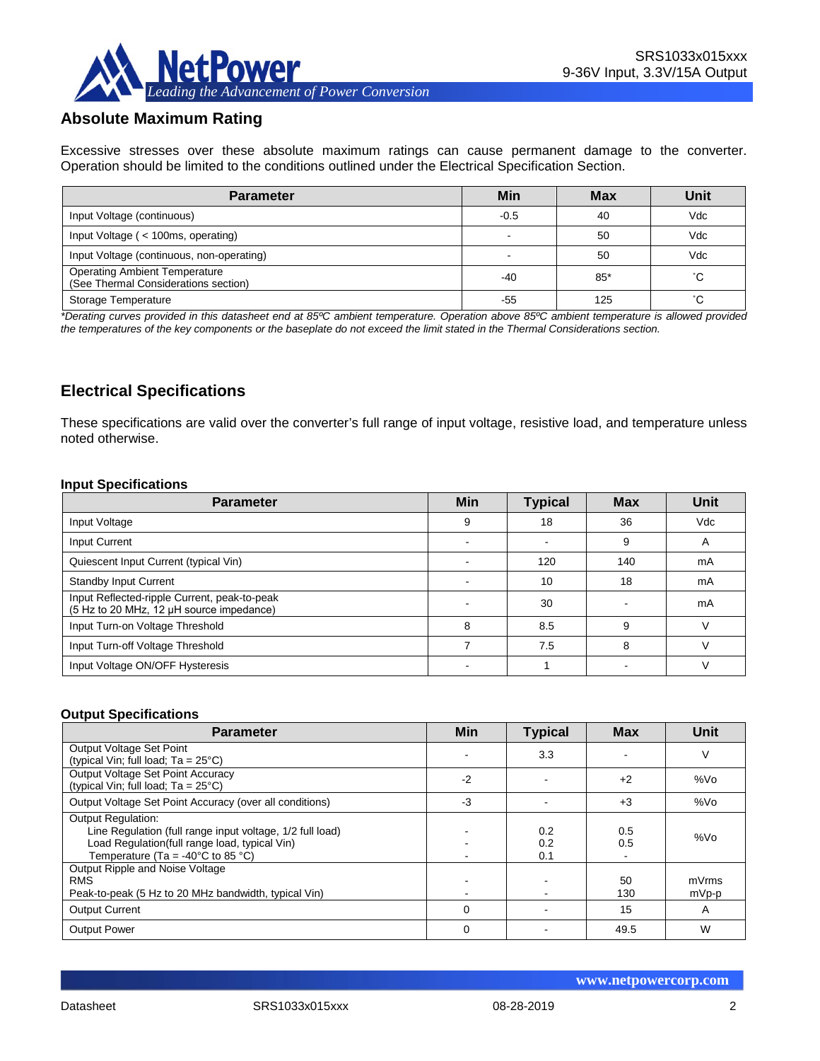## Absolute Maximum Rating

Excessive stresses over these absolute maximum ratings can cause permanent damage to the converter. Operation should be limited to the conditions outlined under the Electrical Specification Section.

| Parameter | Min | Max | Unit |
|---|---|---|---|
| Input Voltage (continuous) | -0.5 | 40 | Vdc |
| Input Voltage ( < 100ms, operating) | - | 50 | Vdc |
| Input Voltage (continuous, non-operating) | - | 50 | Vdc |
| Operating Ambient Temperature (See Thermal Considerations section) | -40 | 85* | ˚C |
| Storage Temperature | -55 | 125 | ˚C |

*\*Derating curves provided in this datasheet end at 85ºC ambient temperature. Operation above 85ºC ambient temperature is allowed provided the temperatures of the key components or the baseplate do not exceed the limit stated in the Thermal Considerations section.*

## Electrical Specifications

These specifications are valid over the converter's full range of input voltage, resistive load, and temperature unless noted otherwise.

**Input Specifications**

| Parameter | Min | Typical | Max | Unit |
|---|---|---|---|---|
| Input Voltage | 9 | 18 | 36 | Vdc |
| Input Current | - | - | 9 | A |
| Quiescent Input Current (typical Vin) | - | 120 | 140 | mA |
| Standby Input Current | - | 10 | 18 | mA |
| Input Reflected-ripple Current, peak-to-peak (5 Hz to 20 MHz, 12 µH source impedance) | - | 30 | - | mA |
| Input Turn-on Voltage Threshold | 8 | 8.5 | 9 | V |
| Input Turn-off Voltage Threshold | 7 | 7.5 | 8 | V |
| Input Voltage ON/OFF Hysteresis | - | 1 | - | V |

**Output Specifications**

| Parameter | Min | Typical | Max | Unit |
|---|---|---|---|---|
| Output Voltage Set Point (typical Vin; full load; Ta = 25°C) | - | 3.3 | - | V |
| Output Voltage Set Point Accuracy (typical Vin; full load; Ta = 25°C) | -2 | - | +2 | %Vo |
| Output Voltage Set Point Accuracy (over all conditions) | -3 | - | +3 | %Vo |
| Output Regulation:<br>Line Regulation (full range input voltage, 1/2 full load)<br>Load Regulation(full range load, typical Vin)<br>Temperature (Ta = -40°C to 85 °C) | <br>-<br>-<br>- | <br>0.2<br>0.2<br>0.1 | <br>0.5<br>0.5<br>- | %Vo |
| Output Ripple and Noise Voltage<br>RMS<br>Peak-to-peak (5 Hz to 20 MHz bandwidth, typical Vin) | <br>-<br>- | <br>-<br>- | <br>50<br>130 | <br>mVrms<br>mVp-p |
| Output Current | 0 | - | 15 | A |
| Output Power | 0 | - | 49.5 | W |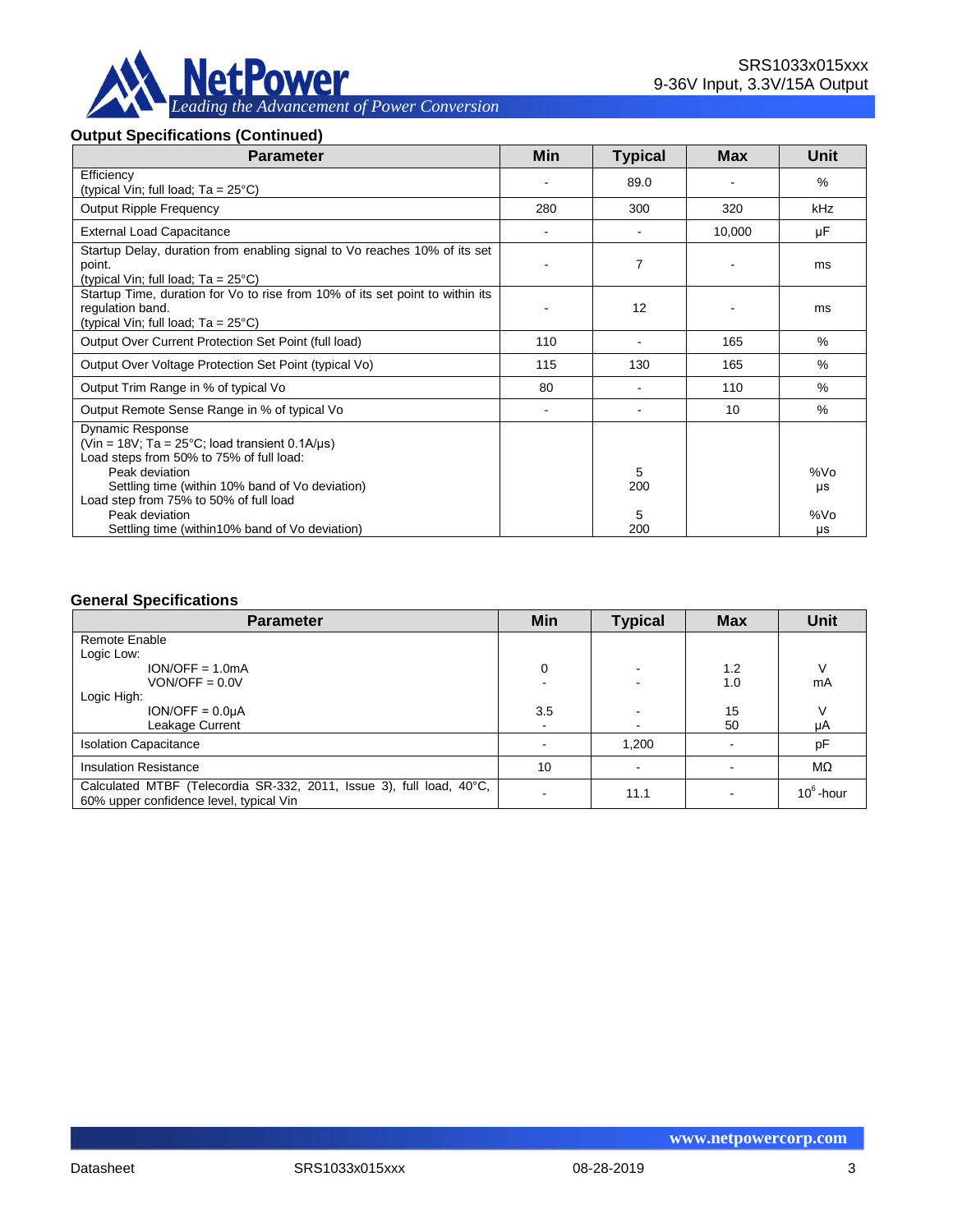### Output Specifications (Continued)

| Parameter | Min | Typical | Max | Unit |
|---|---|---|---|---|
| Efficiency<br>(typical Vin; full load; Ta = 25°C) | - | 89.0 | - | % |
| Output Ripple Frequency | 280 | 300 | 320 | kHz |
| External Load Capacitance | - | - | 10,000 | µF |
| Startup Delay, duration from enabling signal to Vo reaches 10% of its set point.<br>(typical Vin; full load; Ta = 25°C) | - | 7 | - | ms |
| Startup Time, duration for Vo to rise from 10% of its set point to within its regulation band.<br>(typical Vin; full load; Ta = 25°C) | - | 12 | - | ms |
| Output Over Current Protection Set Point (full load) | 110 | - | 165 | % |
| Output Over Voltage Protection Set Point (typical Vo) | 115 | 130 | 165 | % |
| Output Trim Range in % of typical Vo | 80 | - | 110 | % |
| Output Remote Sense Range in % of typical Vo | - | - | 10 | % |
| Dynamic Response<br>(Vin = 18V; Ta = 25°C; load transient 0.1A/µs)<br>Load steps from 50% to 75% of full load:<br>Peak deviation<br>Settling time (within 10% band of Vo deviation)<br>Load step from 75% to 50% of full load<br>Peak deviation<br>Settling time (within10% band of Vo deviation) | | <br><br><br>5<br>200<br><br>5<br>200 | | <br><br><br>%Vo<br>µs<br><br>%Vo<br>µs |

### General Specifications

| Parameter | Min | Typical | Max | Unit |
|---|---|---|---|---|
| Remote Enable<br>Logic Low:<br>ION/OFF = 1.0mA<br>VON/OFF = 0.0V<br>Logic High:<br>ION/OFF = 0.0µA<br>Leakage Current | <br><br>0<br>-<br><br>3.5<br>- | <br><br>-<br>-<br><br>-<br>- | <br><br>1.2<br>1.0<br><br>15<br>50 | <br><br>V<br>mA<br><br>V<br>µA |
| Isolation Capacitance | - | 1,200 | - | pF |
| Insulation Resistance | 10 | - | - | MΩ |
| Calculated MTBF (Telecordia SR-332, 2011, Issue 3), full load, 40°C, 60% upper confidence level, typical Vin | - | 11.1 | - | $10^6$-hour |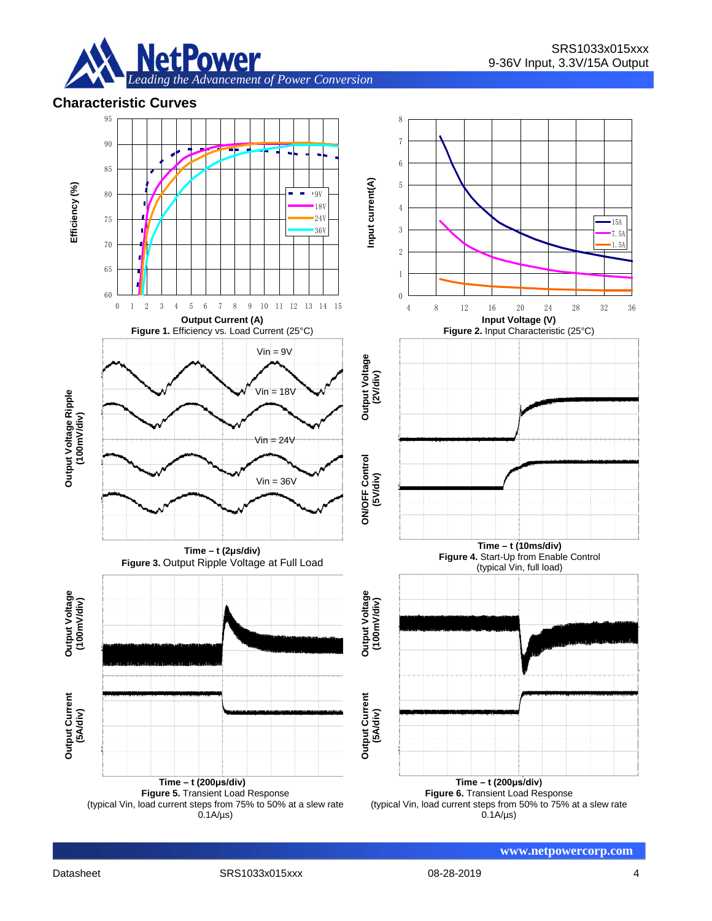## Characteristic Curves

Efficiency (%)

Output Current (A)

**Figure 1.** Efficiency vs. Load Current (25°C)

Input current(A)

Input Voltage (V)

**Figure 2.** Input Characteristic (25°C)

Output Voltage Ripple (100mV/div)

Vin = 9V

Vin = 18V

Vin = 24V

Vin = 36V

**Time – t (2μs/div)**

**Figure 3.** Output Ripple Voltage at Full Load

Output Voltage (2V/div)

ON/OFF Control (5V/div)

**Time – t (10ms/div)**

**Figure 4.** Start-Up from Enable Control (typical Vin, full load)

Output Voltage (100mV/div)

Output Current (5A/div)

**Time – t (200μs/div)**

**Figure 5.** Transient Load Response (typical Vin, load current steps from 75% to 50% at a slew rate 0.1A/μs)

Output Voltage (100mV/div)

Output Current (5A/div)

**Time – t (200μs/div)**

**Figure 6.** Transient Load Response (typical Vin, load current steps from 50% to 75% at a slew rate 0.1A/μs)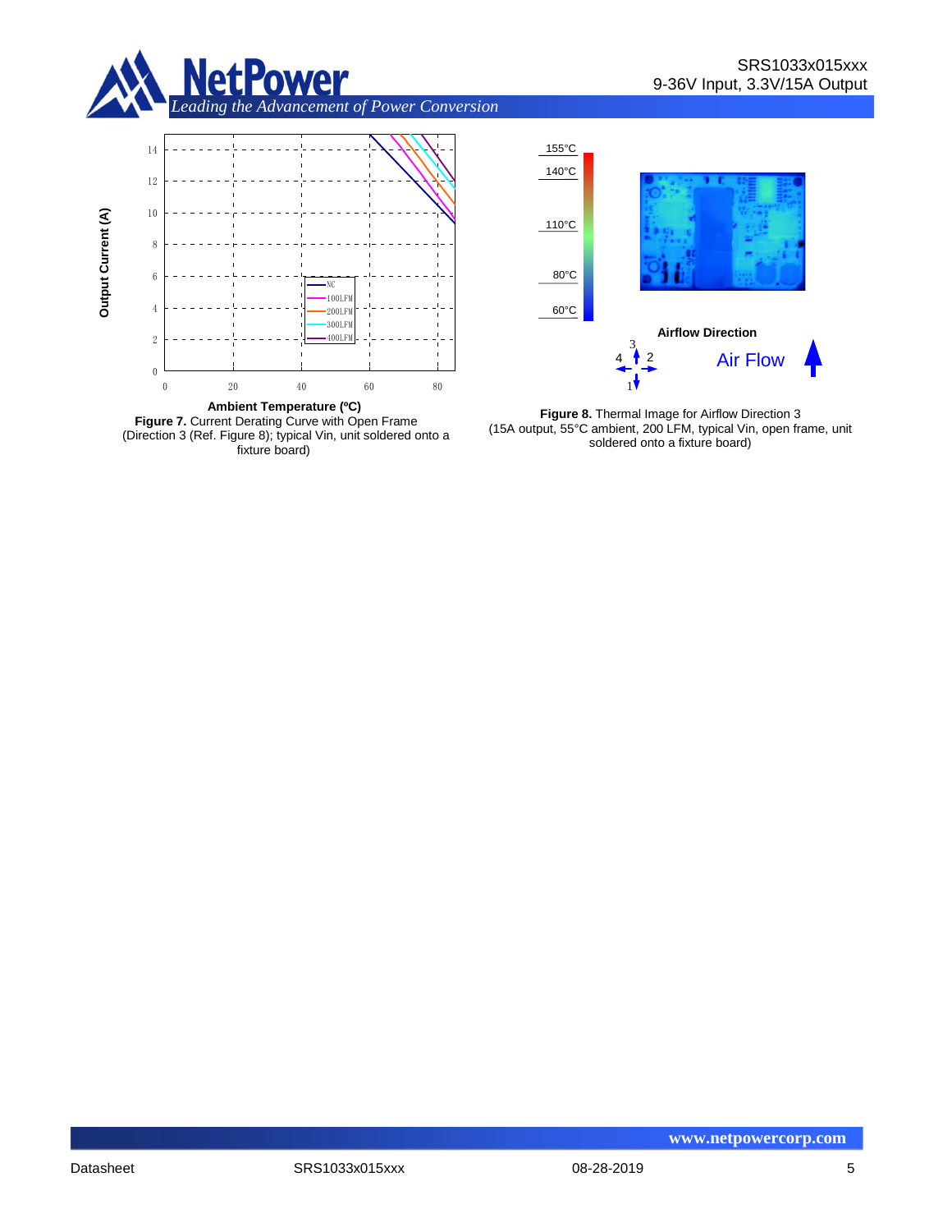**Figure 7.** Current Derating Curve with Open Frame (Direction 3 (Ref. Figure 8); typical Vin, unit soldered onto a fixture board)

**Figure 8.** Thermal Image for Airflow Direction 3 (15A output, 55°C ambient, 200 LFM, typical Vin, open frame, unit soldered onto a fixture board)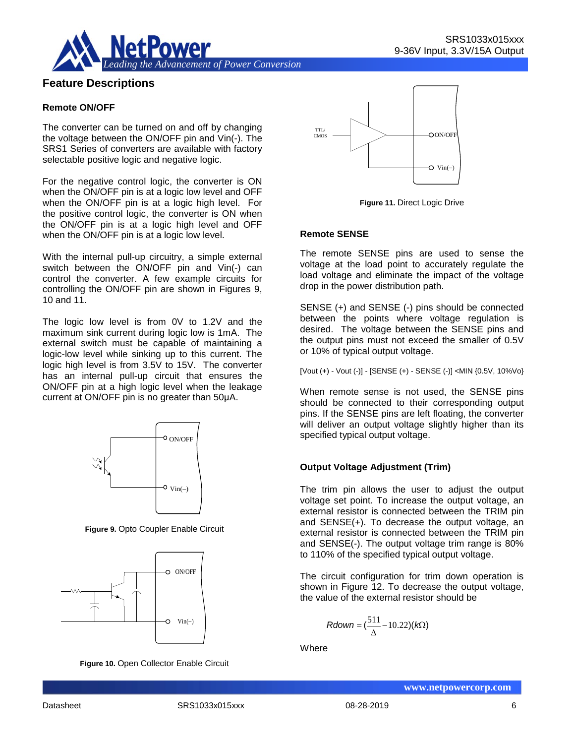## Feature Descriptions

### Remote ON/OFF

The converter can be turned on and off by changing the voltage between the ON/OFF pin and Vin(-). The SRS1 Series of converters are available with factory selectable positive logic and negative logic.

For the negative control logic, the converter is ON when the ON/OFF pin is at a logic low level and OFF when the ON/OFF pin is at a logic high level. For the positive control logic, the converter is ON when the ON/OFF pin is at a logic high level and OFF when the ON/OFF pin is at a logic low level.

With the internal pull-up circuitry, a simple external switch between the ON/OFF pin and Vin(-) can control the converter. A few example circuits for controlling the ON/OFF pin are shown in Figures 9, 10 and 11.

The logic low level is from 0V to 1.2V and the maximum sink current during logic low is 1mA. The external switch must be capable of maintaining a logic-low level while sinking up to this current. The logic high level is from 3.5V to 15V. The converter has an internal pull-up circuit that ensures the ON/OFF pin at a high logic level when the leakage current at ON/OFF pin is no greater than 50μA.

**Figure 9.** Opto Coupler Enable Circuit

**Figure 10.** Open Collector Enable Circuit

**Figure 11.** Direct Logic Drive

### Remote SENSE

The remote SENSE pins are used to sense the voltage at the load point to accurately regulate the load voltage and eliminate the impact of the voltage drop in the power distribution path.

SENSE (+) and SENSE (-) pins should be connected between the points where voltage regulation is desired. The voltage between the SENSE pins and the output pins must not exceed the smaller of 0.5V or 10% of typical output voltage.

[Vout (+) - Vout (-)] - [SENSE (+) - SENSE (-)] <MIN {0.5V, 10%Vo}

When remote sense is not used, the SENSE pins should be connected to their corresponding output pins. If the SENSE pins are left floating, the converter will deliver an output voltage slightly higher than its specified typical output voltage.

### Output Voltage Adjustment (Trim)

The trim pin allows the user to adjust the output voltage set point. To increase the output voltage, an external resistor is connected between the TRIM pin and SENSE(+). To decrease the output voltage, an external resistor is connected between the TRIM pin and SENSE(-). The output voltage trim range is 80% to 110% of the specified typical output voltage.

The circuit configuration for trim down operation is shown in Figure 12. To decrease the output voltage, the value of the external resistor should be

$$Rdown = \left(\frac{511}{\Delta} - 10.22\right)(k\Omega)$$

Where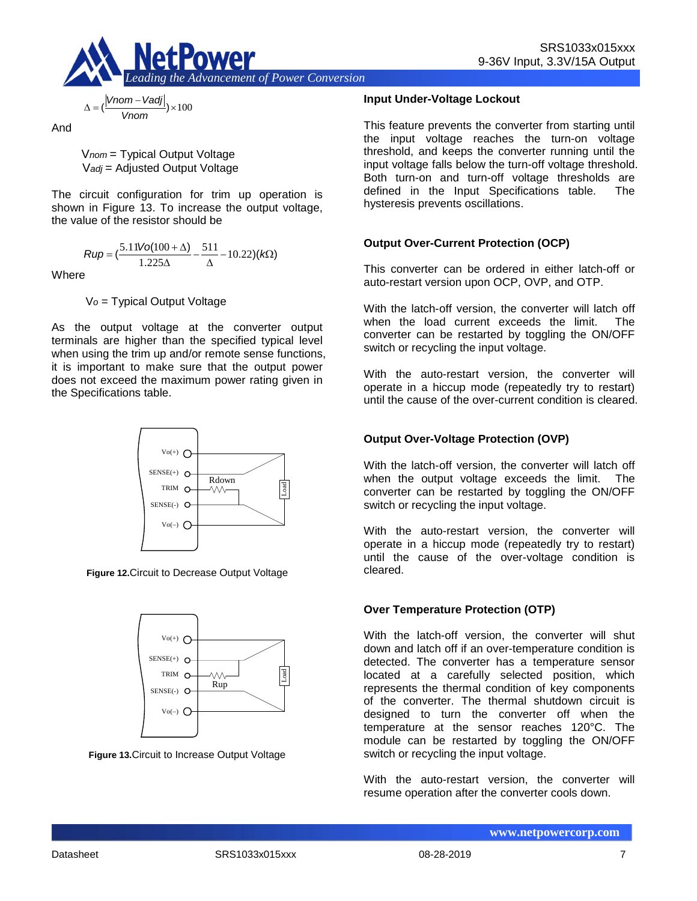$$\Delta = \left(\frac{|Vnom - Vadj|}{Vnom}\right) \times 100$$

And

$V_{nom}$ = Typical Output Voltage
$V_{adj}$ = Adjusted Output Voltage

The circuit configuration for trim up operation is shown in Figure 13. To increase the output voltage, the value of the resistor should be

$$Rup = \left(\frac{5.11Vo(100+\Delta)}{1.225\Delta} - \frac{511}{\Delta} - 10.22\right)(k\Omega)$$

Where

$V_o$ = Typical Output Voltage

As the output voltage at the converter output terminals are higher than the specified typical level when using the trim up and/or remote sense functions, it is important to make sure that the output power does not exceed the maximum power rating given in the Specifications table.

**Figure 12.** Circuit to Decrease Output Voltage

**Figure 13.** Circuit to Increase Output Voltage

### Input Under-Voltage Lockout

This feature prevents the converter from starting until the input voltage reaches the turn-on voltage threshold, and keeps the converter running until the input voltage falls below the turn-off voltage threshold. Both turn-on and turn-off voltage thresholds are defined in the Input Specifications table. The hysteresis prevents oscillations.

### Output Over-Current Protection (OCP)

This converter can be ordered in either latch-off or auto-restart version upon OCP, OVP, and OTP.

With the latch-off version, the converter will latch off when the load current exceeds the limit. The converter can be restarted by toggling the ON/OFF switch or recycling the input voltage.

With the auto-restart version, the converter will operate in a hiccup mode (repeatedly try to restart) until the cause of the over-current condition is cleared.

### Output Over-Voltage Protection (OVP)

With the latch-off version, the converter will latch off when the output voltage exceeds the limit. The converter can be restarted by toggling the ON/OFF switch or recycling the input voltage.

With the auto-restart version, the converter will operate in a hiccup mode (repeatedly try to restart) until the cause of the over-voltage condition is cleared.

### Over Temperature Protection (OTP)

With the latch-off version, the converter will shut down and latch off if an over-temperature condition is detected. The converter has a temperature sensor located at a carefully selected position, which represents the thermal condition of key components of the converter. The thermal shutdown circuit is designed to turn the converter off when the temperature at the sensor reaches 120°C. The module can be restarted by toggling the ON/OFF switch or recycling the input voltage.

With the auto-restart version, the converter will resume operation after the converter cools down.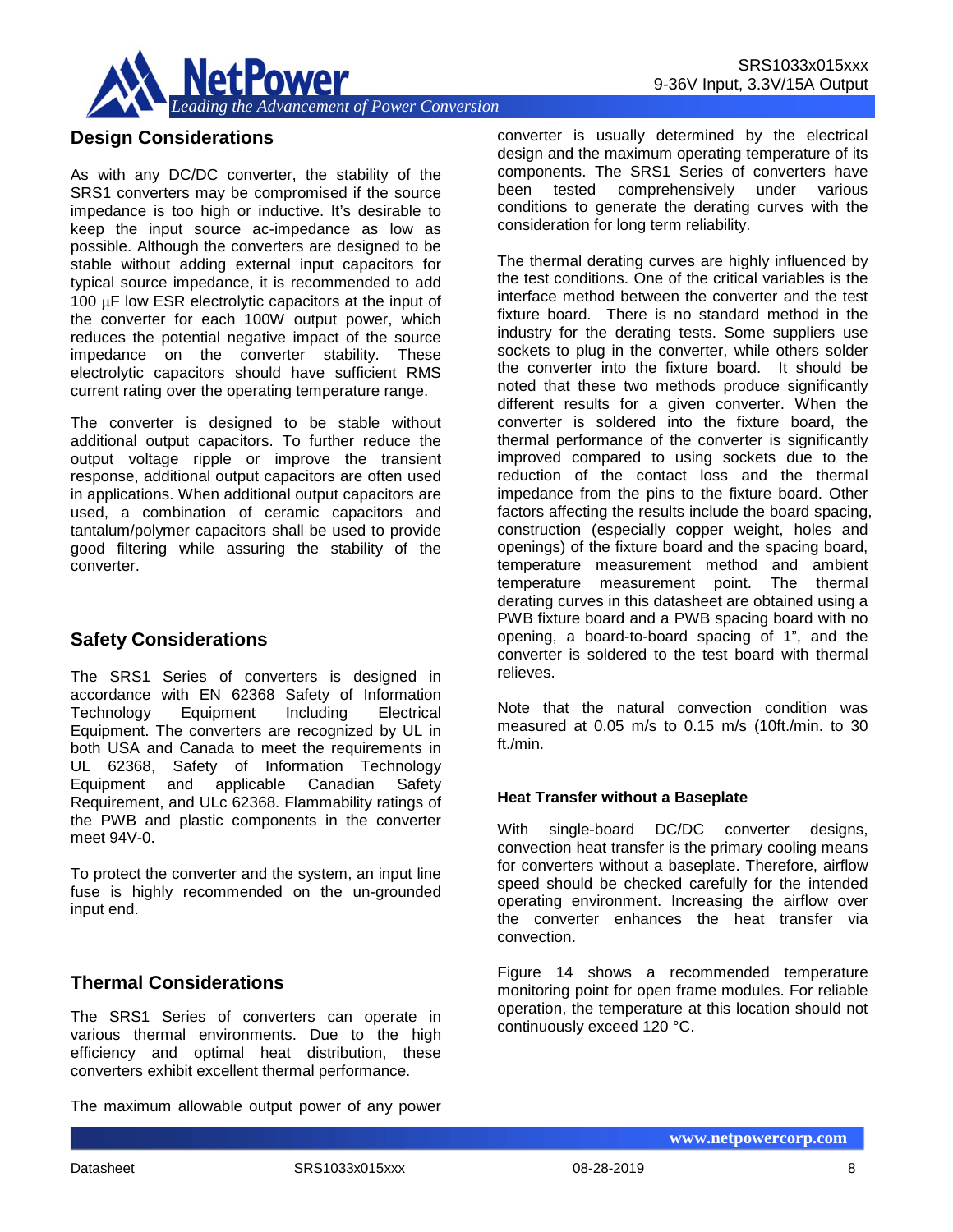## Design Considerations

As with any DC/DC converter, the stability of the SRS1 converters may be compromised if the source impedance is too high or inductive. It's desirable to keep the input source ac-impedance as low as possible. Although the converters are designed to be stable without adding external input capacitors for typical source impedance, it is recommended to add 100 μF low ESR electrolytic capacitors at the input of the converter for each 100W output power, which reduces the potential negative impact of the source impedance on the converter stability. These electrolytic capacitors should have sufficient RMS current rating over the operating temperature range.

The converter is designed to be stable without additional output capacitors. To further reduce the output voltage ripple or improve the transient response, additional output capacitors are often used in applications. When additional output capacitors are used, a combination of ceramic capacitors and tantalum/polymer capacitors shall be used to provide good filtering while assuring the stability of the converter.

## Safety Considerations

The SRS1 Series of converters is designed in accordance with EN 62368 Safety of Information Technology Equipment Including Electrical Equipment. The converters are recognized by UL in both USA and Canada to meet the requirements in UL 62368, Safety of Information Technology Equipment and applicable Canadian Safety Requirement, and ULc 62368. Flammability ratings of the PWB and plastic components in the converter meet 94V-0.

To protect the converter and the system, an input line fuse is highly recommended on the un-grounded input end.

## Thermal Considerations

The SRS1 Series of converters can operate in various thermal environments. Due to the high efficiency and optimal heat distribution, these converters exhibit excellent thermal performance.

The maximum allowable output power of any power converter is usually determined by the electrical design and the maximum operating temperature of its components. The SRS1 Series of converters have been tested comprehensively under various conditions to generate the derating curves with the consideration for long term reliability.

The thermal derating curves are highly influenced by the test conditions. One of the critical variables is the interface method between the converter and the test fixture board. There is no standard method in the industry for the derating tests. Some suppliers use sockets to plug in the converter, while others solder the converter into the fixture board. It should be noted that these two methods produce significantly different results for a given converter. When the converter is soldered into the fixture board, the thermal performance of the converter is significantly improved compared to using sockets due to the reduction of the contact loss and the thermal impedance from the pins to the fixture board. Other factors affecting the results include the board spacing, construction (especially copper weight, holes and openings) of the fixture board and the spacing board, temperature measurement method and ambient temperature measurement point. The thermal derating curves in this datasheet are obtained using a PWB fixture board and a PWB spacing board with no opening, a board-to-board spacing of 1", and the converter is soldered to the test board with thermal relieves.

Note that the natural convection condition was measured at 0.05 m/s to 0.15 m/s (10ft./min. to 30 ft./min.

### Heat Transfer without a Baseplate

With single-board DC/DC converter designs, convection heat transfer is the primary cooling means for converters without a baseplate. Therefore, airflow speed should be checked carefully for the intended operating environment. Increasing the airflow over the converter enhances the heat transfer via convection.

Figure 14 shows a recommended temperature monitoring point for open frame modules. For reliable operation, the temperature at this location should not continuously exceed 120 °C.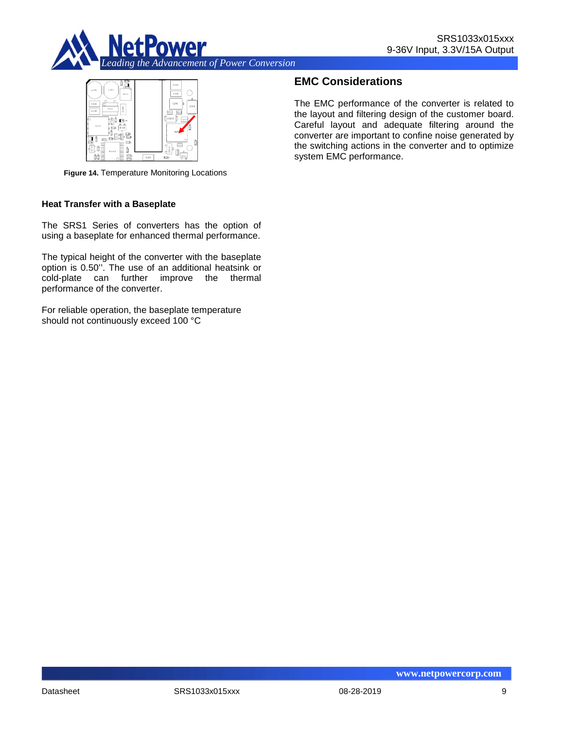Figure 14. Temperature Monitoring Locations

### Heat Transfer with a Baseplate

The SRS1 Series of converters has the option of using a baseplate for enhanced thermal performance.

The typical height of the converter with the baseplate option is 0.50''. The use of an additional heatsink or cold-plate can further improve the thermal performance of the converter.

For reliable operation, the baseplate temperature should not continuously exceed 100 °C

## EMC Considerations

The EMC performance of the converter is related to the layout and filtering design of the customer board. Careful layout and adequate filtering around the converter are important to confine noise generated by the switching actions in the converter and to optimize system EMC performance.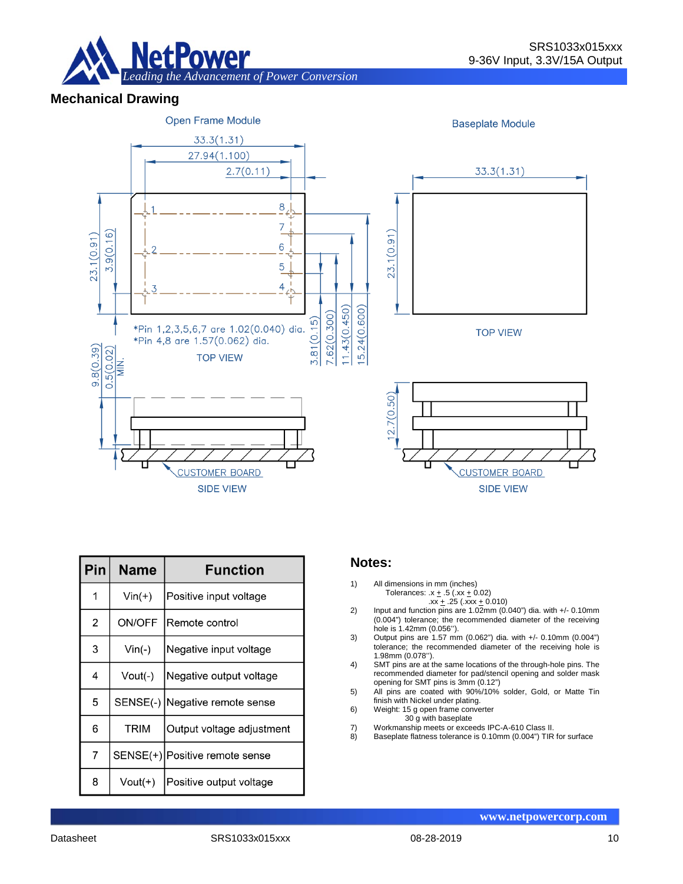## Mechanical Drawing

Open Frame Module

33.3(1.31)
27.94(1.100)
2.7(0.11)
23.1(0.91)
3.9(0.16)
*Pin 1,2,3,5,6,7 are 1.02(0.040) dia.
*Pin 4,8 are 1.57(0.062) dia.
3.81(0.15)
7.62(0.300)
11.43(0.450)
15.24(0.600)
TOP VIEW
9.8(0.39)
0.5(0.02) MIN.
CUSTOMER BOARD
SIDE VIEW

Baseplate Module

33.3(1.31)
23.1(0.91)
TOP VIEW
12.7(0.50)
CUSTOMER BOARD
SIDE VIEW

| Pin | Name | Function |
|---|---|---|
| 1 | Vin(+) | Positive input voltage |
| 2 | ON/OFF | Remote control |
| 3 | Vin(-) | Negative input voltage |
| 4 | Vout(-) | Negative output voltage |
| 5 | SENSE(-) | Negative remote sense |
| 6 | TRIM | Output voltage adjustment |
| 7 | SENSE(+) | Positive remote sense |
| 8 | Vout(+) | Positive output voltage |

## Notes:

1) All dimensions in mm (inches)
   Tolerances: .x ± .5 (.xx ± 0.02)
   .xx ± .25 (.xxx ± 0.010)
2) Input and function pins are 1.02mm (0.040") dia. with +/- 0.10mm (0.004") tolerance; the recommended diameter of the receiving hole is 1.42mm (0.056").
3) Output pins are 1.57 mm (0.062") dia. with +/- 0.10mm (0.004") tolerance; the recommended diameter of the receiving hole is 1.98mm (0.078").
4) SMT pins are at the same locations of the through-hole pins. The recommended diameter for pad/stencil opening and solder mask opening for SMT pins is 3mm (0.12")
5) All pins are coated with 90%/10% solder, Gold, or Matte Tin finish with Nickel under plating.
6) Weight: 15 g open frame converter
   30 g with baseplate
7) Workmanship meets or exceeds IPC-A-610 Class II.
8) Baseplate flatness tolerance is 0.10mm (0.004") TIR for surface